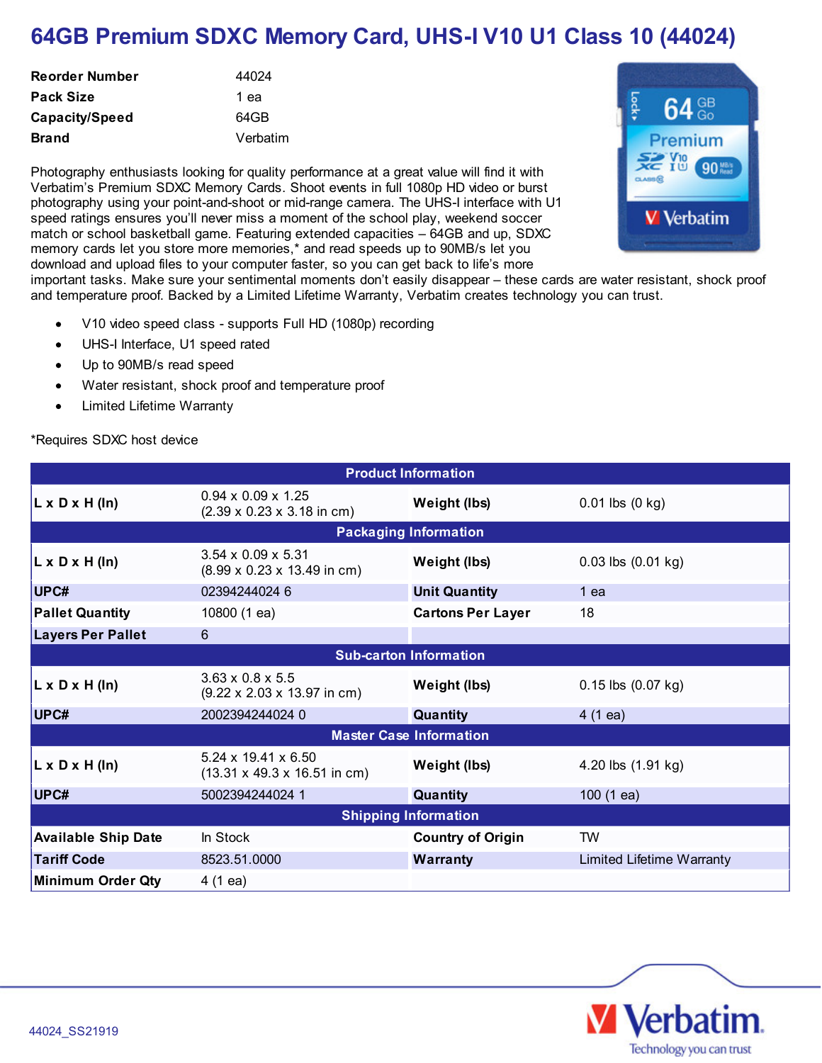# 64GB Premium SDXC Memory Card, UHS-I V10 U1 Class 10 (44024)

| | |
|---|---|
| **Reorder Number** | 44024 |
| **Pack Size** | 1 ea |
| **Capacity/Speed** | 64GB |
| **Brand** | Verbatim |

Photography enthusiasts looking for quality performance at a great value will find it with Verbatim's Premium SDXC Memory Cards. Shoot events in full 1080p HD video or burst photography using your point-and-shoot or mid-range camera. The UHS-I interface with U1 speed ratings ensures you'll never miss a moment of the school play, weekend soccer match or school basketball game. Featuring extended capacities – 64GB and up, SDXC memory cards let you store more memories,* and read speeds up to 90MB/s let you download and upload files to your computer faster, so you can get back to life's more important tasks. Make sure your sentimental moments don't easily disappear – these cards are water resistant, shock proof and temperature proof. Backed by a Limited Lifetime Warranty, Verbatim creates technology you can trust.

- V10 video speed class - supports Full HD (1080p) recording
- UHS-I Interface, U1 speed rated
- Up to 90MB/s read speed
- Water resistant, shock proof and temperature proof
- Limited Lifetime Warranty

*Requires SDXC host device

| **Product Information** | | | |
|---|---|---|---|
| **L x D x H (In)** | 0.94 x 0.09 x 1.25 (2.39 x 0.23 x 3.18 in cm) | **Weight (lbs)** | 0.01 lbs (0 kg) |
| **Packaging Information** | | | |
| **L x D x H (In)** | 3.54 x 0.09 x 5.31 (8.99 x 0.23 x 13.49 in cm) | **Weight (lbs)** | 0.03 lbs (0.01 kg) |
| **UPC#** | 02394244024 6 | **Unit Quantity** | 1 ea |
| **Pallet Quantity** | 10800 (1 ea) | **Cartons Per Layer** | 18 |
| **Layers Per Pallet** | 6 | | |
| **Sub-carton Information** | | | |
| **L x D x H (In)** | 3.63 x 0.8 x 5.5 (9.22 x 2.03 x 13.97 in cm) | **Weight (lbs)** | 0.15 lbs (0.07 kg) |
| **UPC#** | 2002394244024 0 | **Quantity** | 4 (1 ea) |
| **Master Case Information** | | | |
| **L x D x H (In)** | 5.24 x 19.41 x 6.50 (13.31 x 49.3 x 16.51 in cm) | **Weight (lbs)** | 4.20 lbs (1.91 kg) |
| **UPC#** | 5002394244024 1 | **Quantity** | 100 (1 ea) |
| **Shipping Information** | | | |
| **Available Ship Date** | In Stock | **Country of Origin** | TW |
| **Tariff Code** | 8523.51.0000 | **Warranty** | Limited Lifetime Warranty |
| **Minimum Order Qty** | 4 (1 ea) | | |

44024_SS21919

Verbatim
Technology you can trust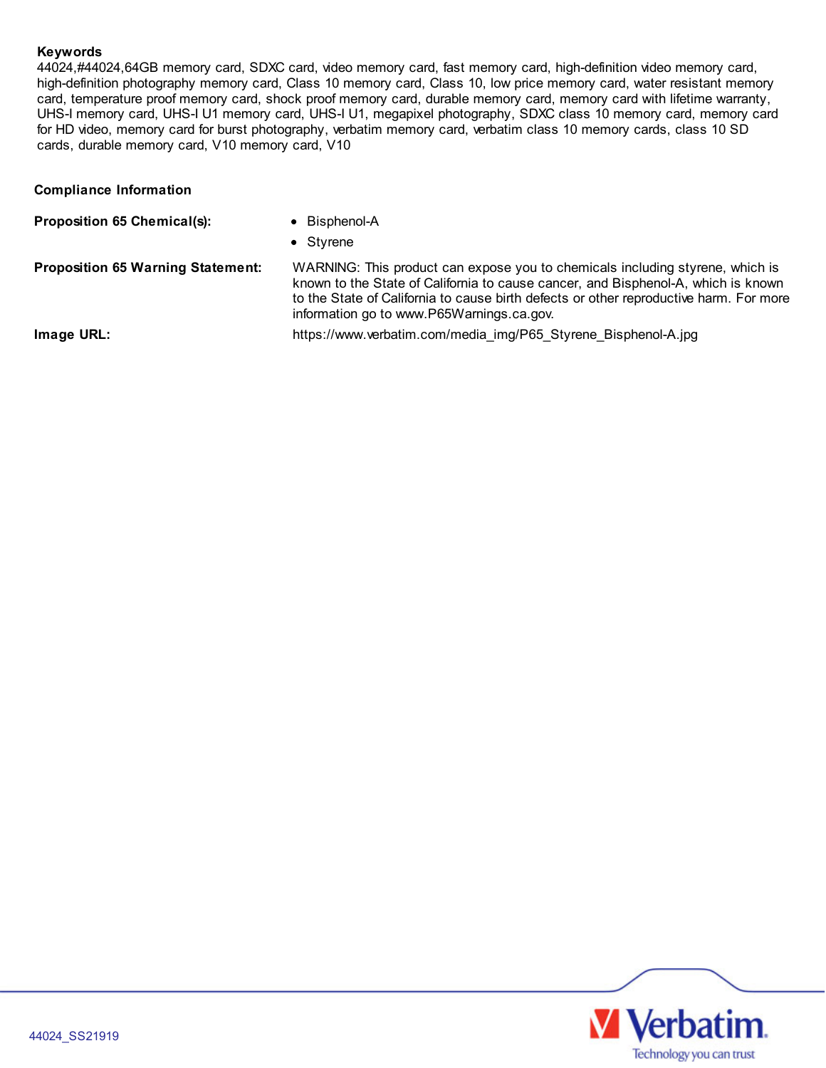**Keywords**

44024,#44024,64GB memory card, SDXC card, video memory card, fast memory card, high-definition video memory card, high-definition photography memory card, Class 10 memory card, Class 10, low price memory card, water resistant memory card, temperature proof memory card, shock proof memory card, durable memory card, memory card with lifetime warranty, UHS-I memory card, UHS-I U1 memory card, UHS-I U1, megapixel photography, SDXC class 10 memory card, memory card for HD video, memory card for burst photography, verbatim memory card, verbatim class 10 memory cards, class 10 SD cards, durable memory card, V10 memory card, V10

**Compliance Information**

| | |
|---|---|
| **Proposition 65 Chemical(s):** | • Bisphenol-A<br>• Styrene |
| **Proposition 65 Warning Statement:** | WARNING: This product can expose you to chemicals including styrene, which is known to the State of California to cause cancer, and Bisphenol-A, which is known to the State of California to cause birth defects or other reproductive harm. For more information go to www.P65Warnings.ca.gov. |
| **Image URL:** | https://www.verbatim.com/media_img/P65_Styrene_Bisphenol-A.jpg |

44024_SS21919

Verbatim
Technology you can trust